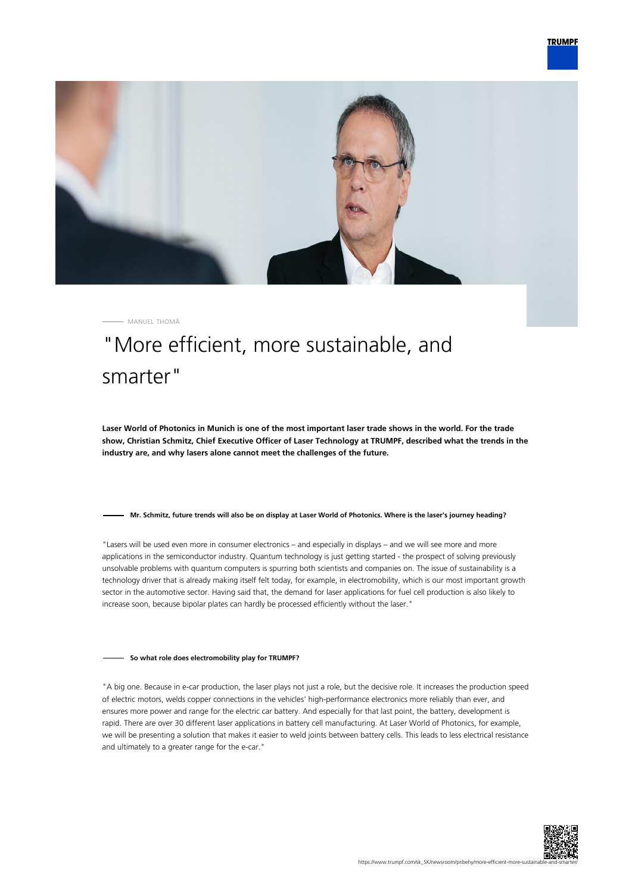MANUEL THOMÄ

# "More efficient, more sustainable, and smarter"

**Laser World of Photonics in Munich is one of the most important laser trade shows in the world. For the trade show, Christian Schmitz, Chief Executive Officer of Laser Technology at TRUMPF, described what the trends in the industry are, and why lasers alone cannot meet the challenges of the future.**

#### Mr. Schmitz, future trends will also be on display at Laser World of Photonics. Where is the laser's journey heading?

"Lasers will be used even more in consumer electronics – and especially in displays – and we will see more and more applications in the semiconductor industry. Quantum technology is just getting started - the prospect of solving previously unsolvable problems with quantum computers is spurring both scientists and companies on. The issue of sustainability is a technology driver that is already making itself felt today, for example, in electromobility, which is our most important growth sector in the automotive sector. Having said that, the demand for laser applications for fuel cell production is also likely to increase soon, because bipolar plates can hardly be processed efficiently without the laser."

#### So what role does electromobility play for TRUMPF?

"A big one. Because in e-car production, the laser plays not just a role, but the decisive role. It increases the production speed of electric motors, welds copper connections in the vehicles' high-performance electronics more reliably than ever, and ensures more power and range for the electric car battery. And especially for that last point, the battery, development is rapid. There are over 30 different laser applications in battery cell manufacturing. At Laser World of Photonics, for example, we will be presenting a solution that makes it easier to weld joints between battery cells. This leads to less electrical resistance and ultimately to a greater range for the e-car."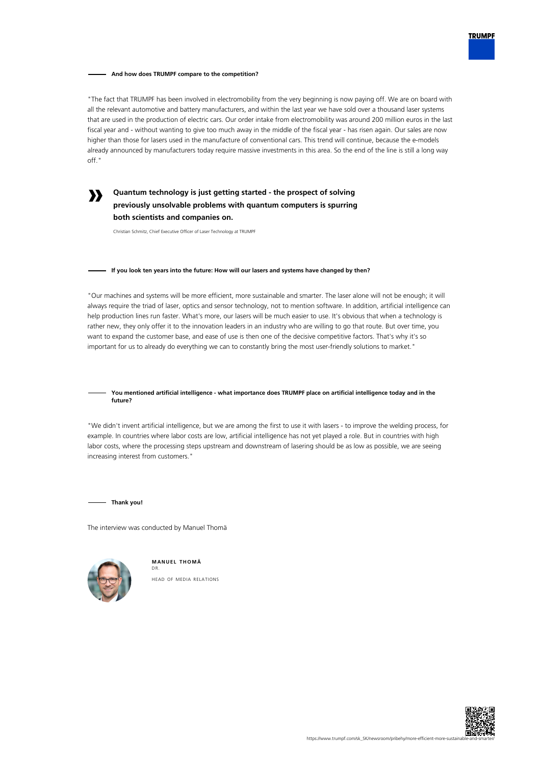**And how does TRUMPF compare to the competition?**

"The fact that TRUMPF has been involved in electromobility from the very beginning is now paying off. We are on board with all the relevant automotive and battery manufacturers, and within the last year we have sold over a thousand laser systems that are used in the production of electric cars. Our order intake from electromobility was around 200 million euros in the last fiscal year and - without wanting to give too much away in the middle of the fiscal year - has risen again. Our sales are now higher than those for lasers used in the manufacture of conventional cars. This trend will continue, because the e-models already announced by manufacturers today require massive investments in this area. So the end of the line is still a long way off."

> **Quantum technology is just getting started - the prospect of solving previously unsolvable problems with quantum computers is spurring both scientists and companies on.**
>
> Christian Schmitz, Chief Executive Officer of Laser Technology at TRUMPF

**If you look ten years into the future: How will our lasers and systems have changed by then?**

"Our machines and systems will be more efficient, more sustainable and smarter. The laser alone will not be enough; it will always require the triad of laser, optics and sensor technology, not to mention software. In addition, artificial intelligence can help production lines run faster. What's more, our lasers will be much easier to use. It's obvious that when a technology is rather new, they only offer it to the innovation leaders in an industry who are willing to go that route. But over time, you want to expand the customer base, and ease of use is then one of the decisive competitive factors. That's why it's so important for us to already do everything we can to constantly bring the most user-friendly solutions to market."

**You mentioned artificial intelligence - what importance does TRUMPF place on artificial intelligence today and in the future?**

"We didn't invent artificial intelligence, but we are among the first to use it with lasers - to improve the welding process, for example. In countries where labor costs are low, artificial intelligence has not yet played a role. But in countries with high labor costs, where the processing steps upstream and downstream of lasering should be as low as possible, we are seeing increasing interest from customers."

**Thank you!**

The interview was conducted by Manuel Thomä

**MANUEL THOMÄ**
DR.
HEAD OF MEDIA RELATIONS

https://www.trumpf.com/sk_SK/newsroom/pribehy/more-efficient-more-sustainable-and-smarter/